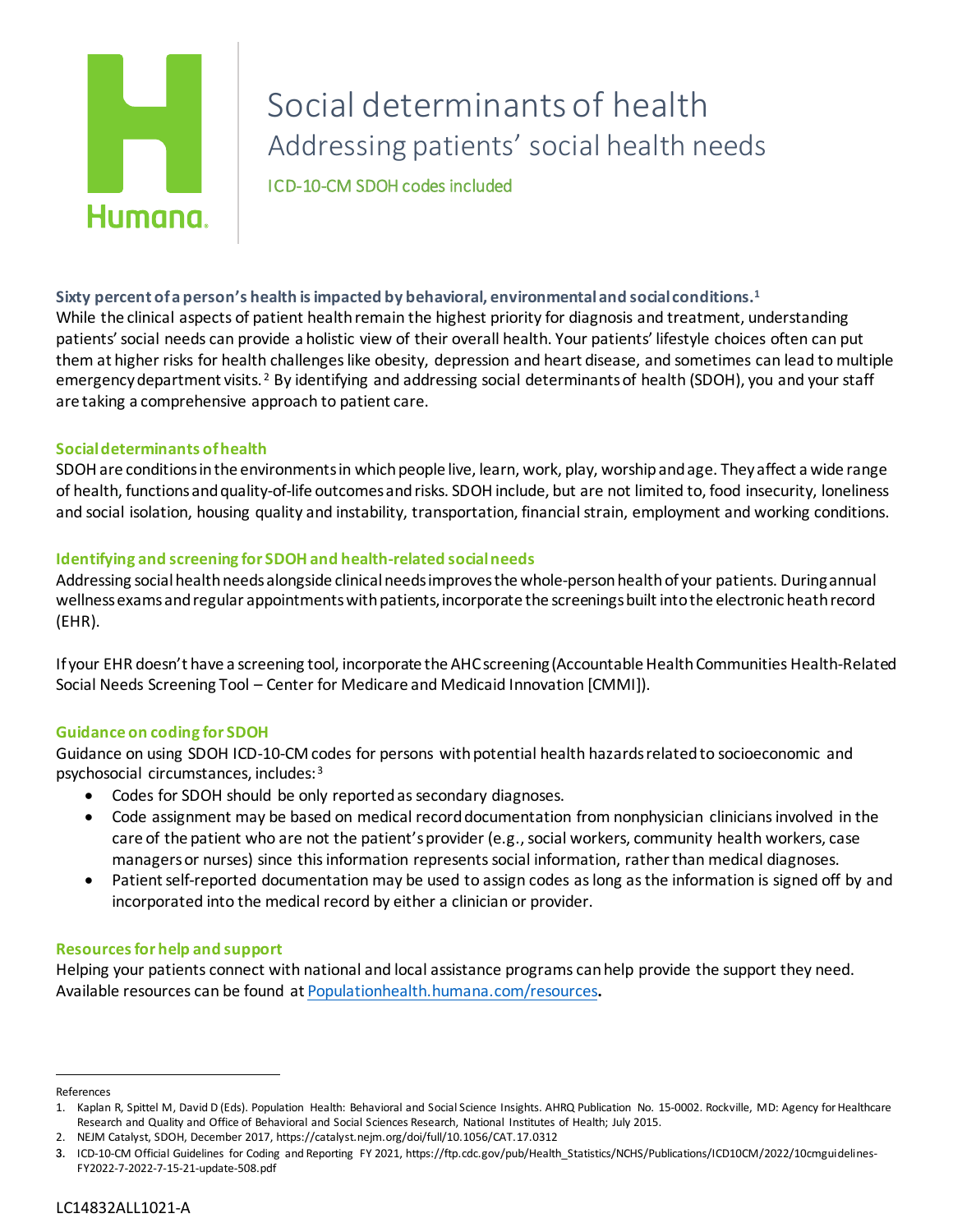# Social determinants of health

## Addressing patients' social health needs

ICD-10-CM SDOH codes included

**Sixty percent of a person's health is impacted by behavioral, environmental and social conditions.**[1]

While the clinical aspects of patient health remain the highest priority for diagnosis and treatment, understanding patients' social needs can provide a holistic view of their overall health. Your patients' lifestyle choices often can put them at higher risks for health challenges like obesity, depression and heart disease, and sometimes can lead to multiple emergency department visits.[2] By identifying and addressing social determinants of health (SDOH), you and your staff are taking a comprehensive approach to patient care.

### Social determinants of health

SDOH are conditions in the environments in which people live, learn, work, play, worship and age. They affect a wide range of health, functions and quality-of-life outcomes and risks. SDOH include, but are not limited to, food insecurity, loneliness and social isolation, housing quality and instability, transportation, financial strain, employment and working conditions.

### Identifying and screening for SDOH and health-related social needs

Addressing social health needs alongside clinical needs improves the whole-person health of your patients. During annual wellness exams and regular appointments with patients, incorporate the screenings built into the electronic heath record (EHR).

If your EHR doesn't have a screening tool, incorporate the AHC screening (Accountable Health Communities Health-Related Social Needs Screening Tool – Center for Medicare and Medicaid Innovation [CMMI]).

### Guidance on coding for SDOH

Guidance on using SDOH ICD-10-CM codes for persons with potential health hazards related to socioeconomic and psychosocial circumstances, includes:[3]

- Codes for SDOH should be only reported as secondary diagnoses.
- Code assignment may be based on medical record documentation from nonphysician clinicians involved in the care of the patient who are not the patient's provider (e.g., social workers, community health workers, case managers or nurses) since this information represents social information, rather than medical diagnoses.
- Patient self-reported documentation may be used to assign codes as long as the information is signed off by and incorporated into the medical record by either a clinician or provider.

### Resources for help and support

Helping your patients connect with national and local assistance programs can help provide the support they need. Available resources can be found at [Populationhealth.humana.com/resources](Populationhealth.humana.com/resources).

---

References

1. Kaplan R, Spittel M, David D (Eds). Population Health: Behavioral and Social Science Insights. AHRQ Publication No. 15-0002. Rockville, MD: Agency for Healthcare Research and Quality and Office of Behavioral and Social Sciences Research, National Institutes of Health; July 2015.
2. NEJM Catalyst, SDOH, December 2017, https://catalyst.nejm.org/doi/full/10.1056/CAT.17.0312
3. ICD-10-CM Official Guidelines for Coding and Reporting FY 2021, https://ftp.cdc.gov/pub/Health_Statistics/NCHS/Publications/ICD10CM/2022/10cmguidelines-FY2022-7-2022-7-15-21-update-508.pdf

LC14832ALL1021-A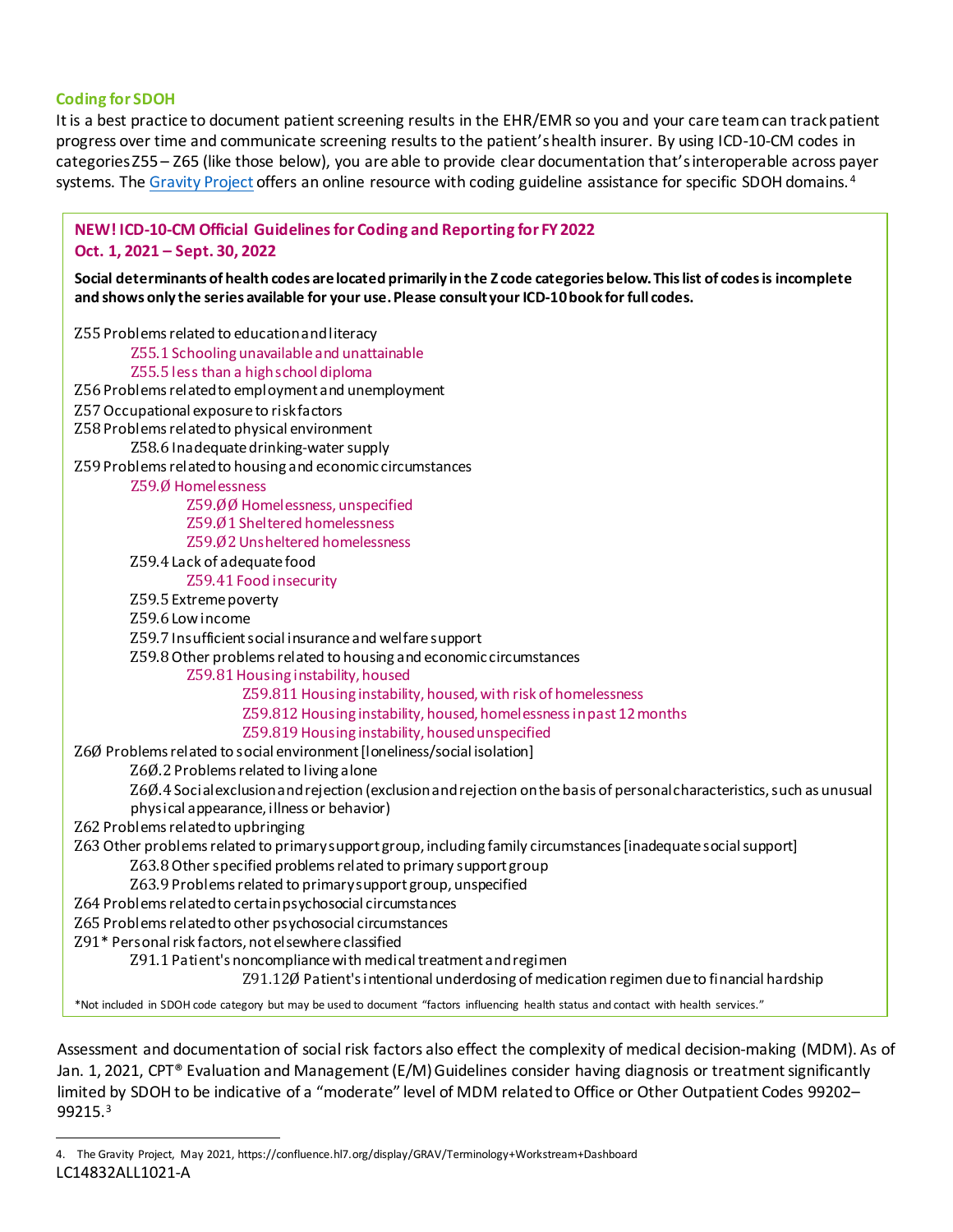### Coding for SDOH

It is a best practice to document patient screening results in the EHR/EMR so you and your care team can track patient progress over time and communicate screening results to the patient's health insurer. By using ICD-10-CM codes in categories Z55 – Z65 (like those below), you are able to provide clear documentation that's interoperable across payer systems. The Gravity Project offers an online resource with coding guideline assistance for specific SDOH domains.[4]

**NEW! ICD-10-CM Official Guidelines for Coding and Reporting for FY 2022**
**Oct. 1, 2021 – Sept. 30, 2022**

**Social determinants of health codes are located primarily in the Z code categories below. This list of codes is incomplete and shows only the series available for your use. Please consult your ICD-10 book for full codes.**

- Z55 Problems related to education and literacy
  - Z55.1 Schooling unavailable and unattainable
  - Z55.5 less than a high school diploma
- Z56 Problems related to employment and unemployment
- Z57 Occupational exposure to risk factors
- Z58 Problems related to physical environment
  - Z58.6 Inadequate drinking-water supply
- Z59 Problems related to housing and economic circumstances
  - Z59.Ø Homelessness
    - Z59.ØØ Homelessness, unspecified
    - Z59.Ø1 Sheltered homelessness
    - Z59.Ø2 Unsheltered homelessness
  - Z59.4 Lack of adequate food
    - Z59.41 Food insecurity
  - Z59.5 Extreme poverty
  - Z59.6 Low income
  - Z59.7 Insufficient social insurance and welfare support
  - Z59.8 Other problems related to housing and economic circumstances
    - Z59.81 Housing instability, housed
      - Z59.811 Housing instability, housed, with risk of homelessness
      - Z59.812 Housing instability, housed, homelessness in past 12 months
      - Z59.819 Housing instability, housed unspecified
- Z6Ø Problems related to social environment [loneliness/social isolation]
  - Z6Ø.2 Problems related to living alone
  - Z6Ø.4 Social exclusion and rejection (exclusion and rejection on the basis of personal characteristics, such as unusual physical appearance, illness or behavior)
- Z62 Problems related to upbringing
- Z63 Other problems related to primary support group, including family circumstances [inadequate social support]
  - Z63.8 Other specified problems related to primary support group
  - Z63.9 Problems related to primary support group, unspecified
- Z64 Problems related to certain psychosocial circumstances
- Z65 Problems related to other psychosocial circumstances
- Z91* Personal risk factors, not elsewhere classified
  - Z91.1 Patient's noncompliance with medical treatment and regimen
      - Z91.12Ø Patient's intentional underdosing of medication regimen due to financial hardship

*Not included in SDOH code category but may be used to document "factors influencing health status and contact with health services."

Assessment and documentation of social risk factors also effect the complexity of medical decision-making (MDM). As of Jan. 1, 2021, CPT® Evaluation and Management (E/M) Guidelines consider having diagnosis or treatment significantly limited by SDOH to be indicative of a "moderate" level of MDM related to Office or Other Outpatient Codes 99202–99215.[3]

4. The Gravity Project, May 2021, https://confluence.hl7.org/display/GRAV/Terminology+Workstream+Dashboard

LC14832ALL1021-A